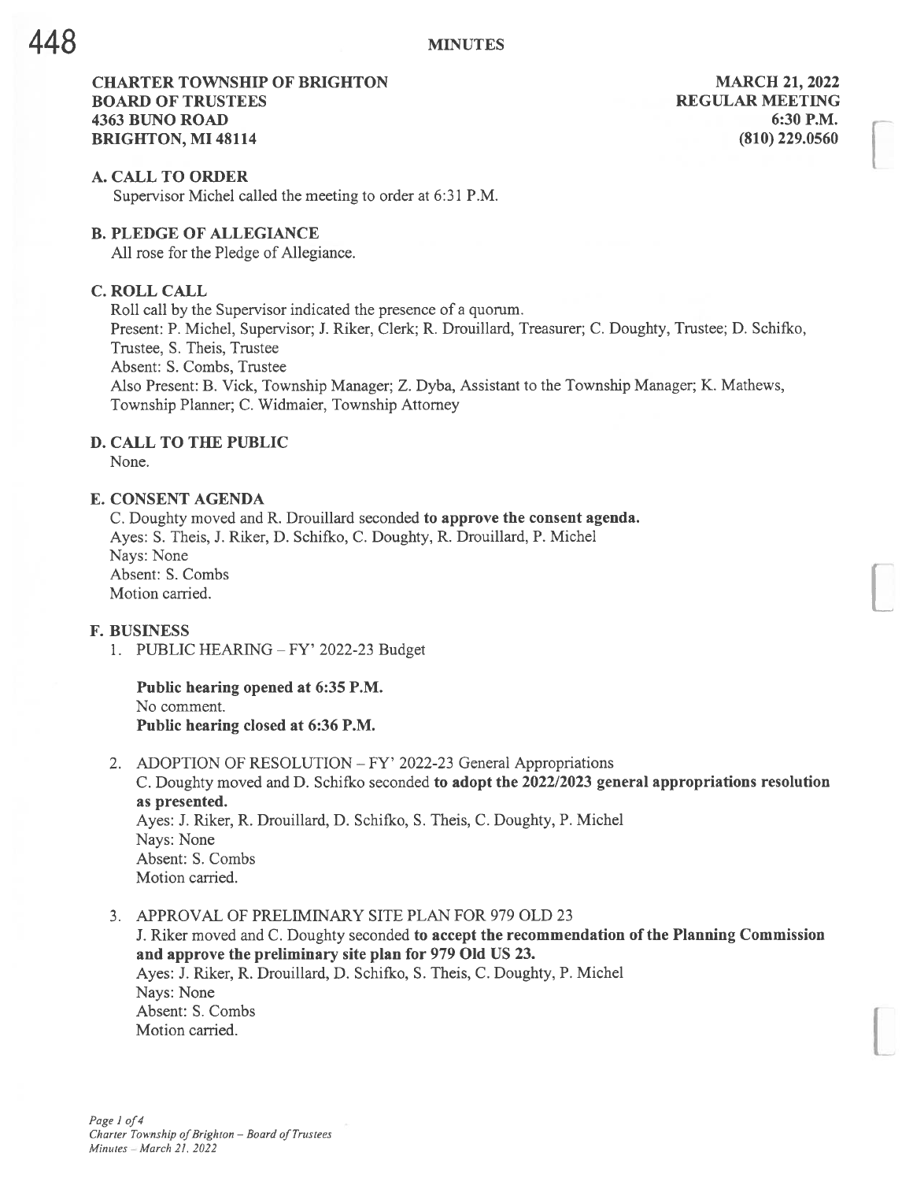# MINUTES

**CHARTER TOWNSHIP OF BRIGHTON**
**BOARD OF TRUSTEES**
**4363 BUNO ROAD**
**BRIGHTON, MI 48114**

**MARCH 21, 2022**
**REGULAR MEETING**
**6:30 P.M.**
**(810) 229.0560**

### A. CALL TO ORDER

Supervisor Michel called the meeting to order at 6:31 P.M.

### B. PLEDGE OF ALLEGIANCE

All rose for the Pledge of Allegiance.

### C. ROLL CALL

Roll call by the Supervisor indicated the presence of a quorum.
Present: P. Michel, Supervisor; J. Riker, Clerk; R. Drouillard, Treasurer; C. Doughty, Trustee; D. Schifko, Trustee, S. Theis, Trustee
Absent: S. Combs, Trustee
Also Present: B. Vick, Township Manager; Z. Dyba, Assistant to the Township Manager; K. Mathews, Township Planner; C. Widmaier, Township Attorney

### D. CALL TO THE PUBLIC

None.

### E. CONSENT AGENDA

C. Doughty moved and R. Drouillard seconded **to approve the consent agenda.**
Ayes: S. Theis, J. Riker, D. Schifko, C. Doughty, R. Drouillard, P. Michel
Nays: None
Absent: S. Combs
Motion carried.

### F. BUSINESS

1. PUBLIC HEARING – FY' 2022-23 Budget

   **Public hearing opened at 6:35 P.M.**
   No comment.
   **Public hearing closed at 6:36 P.M.**

2. ADOPTION OF RESOLUTION – FY' 2022-23 General Appropriations
   C. Doughty moved and D. Schifko seconded **to adopt the 2022/2023 general appropriations resolution as presented.**
   Ayes: J. Riker, R. Drouillard, D. Schifko, S. Theis, C. Doughty, P. Michel
   Nays: None
   Absent: S. Combs
   Motion carried.

3. APPROVAL OF PRELIMINARY SITE PLAN FOR 979 OLD 23
   J. Riker moved and C. Doughty seconded **to accept the recommendation of the Planning Commission and approve the preliminary site plan for 979 Old US 23.**
   Ayes: J. Riker, R. Drouillard, D. Schifko, S. Theis, C. Doughty, P. Michel
   Nays: None
   Absent: S. Combs
   Motion carried.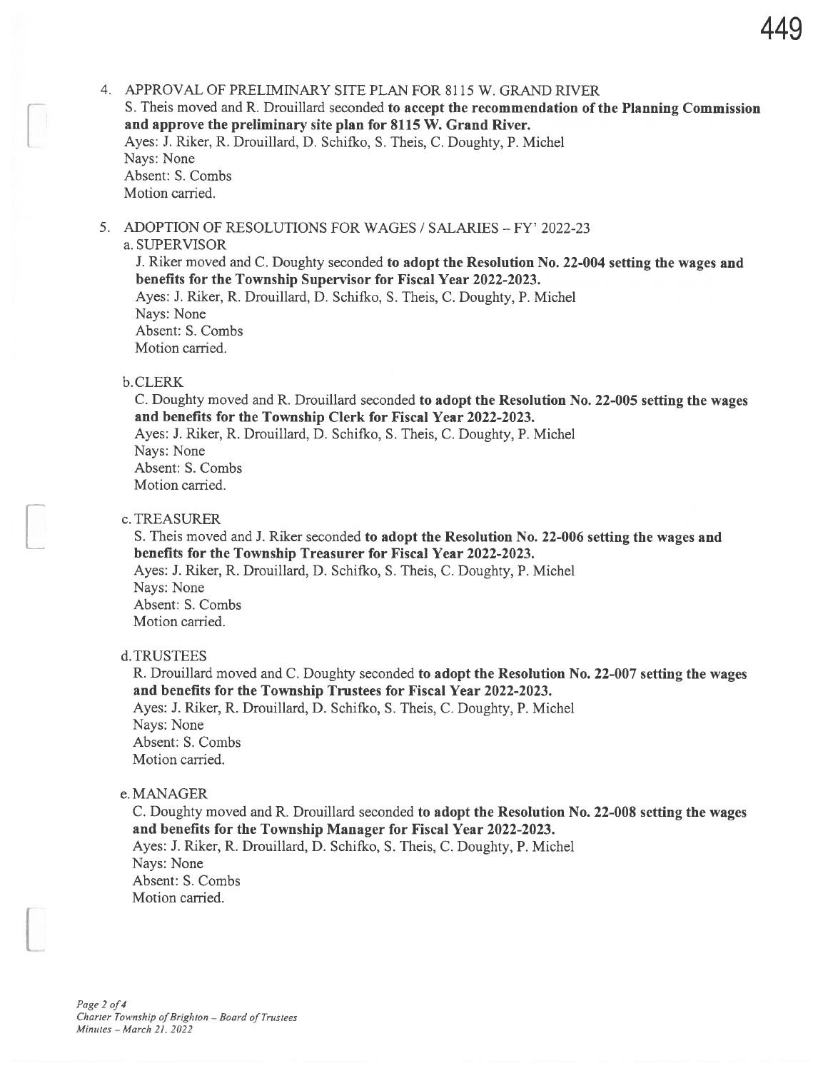4. APPROVAL OF PRELIMINARY SITE PLAN FOR 8115 W. GRAND RIVER

   S. Theis moved and R. Drouillard seconded **to accept the recommendation of the Planning Commission and approve the preliminary site plan for 8115 W. Grand River.**
   Ayes: J. Riker, R. Drouillard, D. Schifko, S. Theis, C. Doughty, P. Michel
   Nays: None
   Absent: S. Combs
   Motion carried.

5. ADOPTION OF RESOLUTIONS FOR WAGES / SALARIES – FY' 2022-23

   a. SUPERVISOR

   J. Riker moved and C. Doughty seconded **to adopt the Resolution No. 22-004 setting the wages and benefits for the Township Supervisor for Fiscal Year 2022-2023.**
   Ayes: J. Riker, R. Drouillard, D. Schifko, S. Theis, C. Doughty, P. Michel
   Nays: None
   Absent: S. Combs
   Motion carried.

   b. CLERK

   C. Doughty moved and R. Drouillard seconded **to adopt the Resolution No. 22-005 setting the wages and benefits for the Township Clerk for Fiscal Year 2022-2023.**
   Ayes: J. Riker, R. Drouillard, D. Schifko, S. Theis, C. Doughty, P. Michel
   Nays: None
   Absent: S. Combs
   Motion carried.

   c. TREASURER

   S. Theis moved and J. Riker seconded **to adopt the Resolution No. 22-006 setting the wages and benefits for the Township Treasurer for Fiscal Year 2022-2023.**
   Ayes: J. Riker, R. Drouillard, D. Schifko, S. Theis, C. Doughty, P. Michel
   Nays: None
   Absent: S. Combs
   Motion carried.

   d. TRUSTEES

   R. Drouillard moved and C. Doughty seconded **to adopt the Resolution No. 22-007 setting the wages and benefits for the Township Trustees for Fiscal Year 2022-2023.**
   Ayes: J. Riker, R. Drouillard, D. Schifko, S. Theis, C. Doughty, P. Michel
   Nays: None
   Absent: S. Combs
   Motion carried.

   e. MANAGER

   C. Doughty moved and R. Drouillard seconded **to adopt the Resolution No. 22-008 setting the wages and benefits for the Township Manager for Fiscal Year 2022-2023.**
   Ayes: J. Riker, R. Drouillard, D. Schifko, S. Theis, C. Doughty, P. Michel
   Nays: None
   Absent: S. Combs
   Motion carried.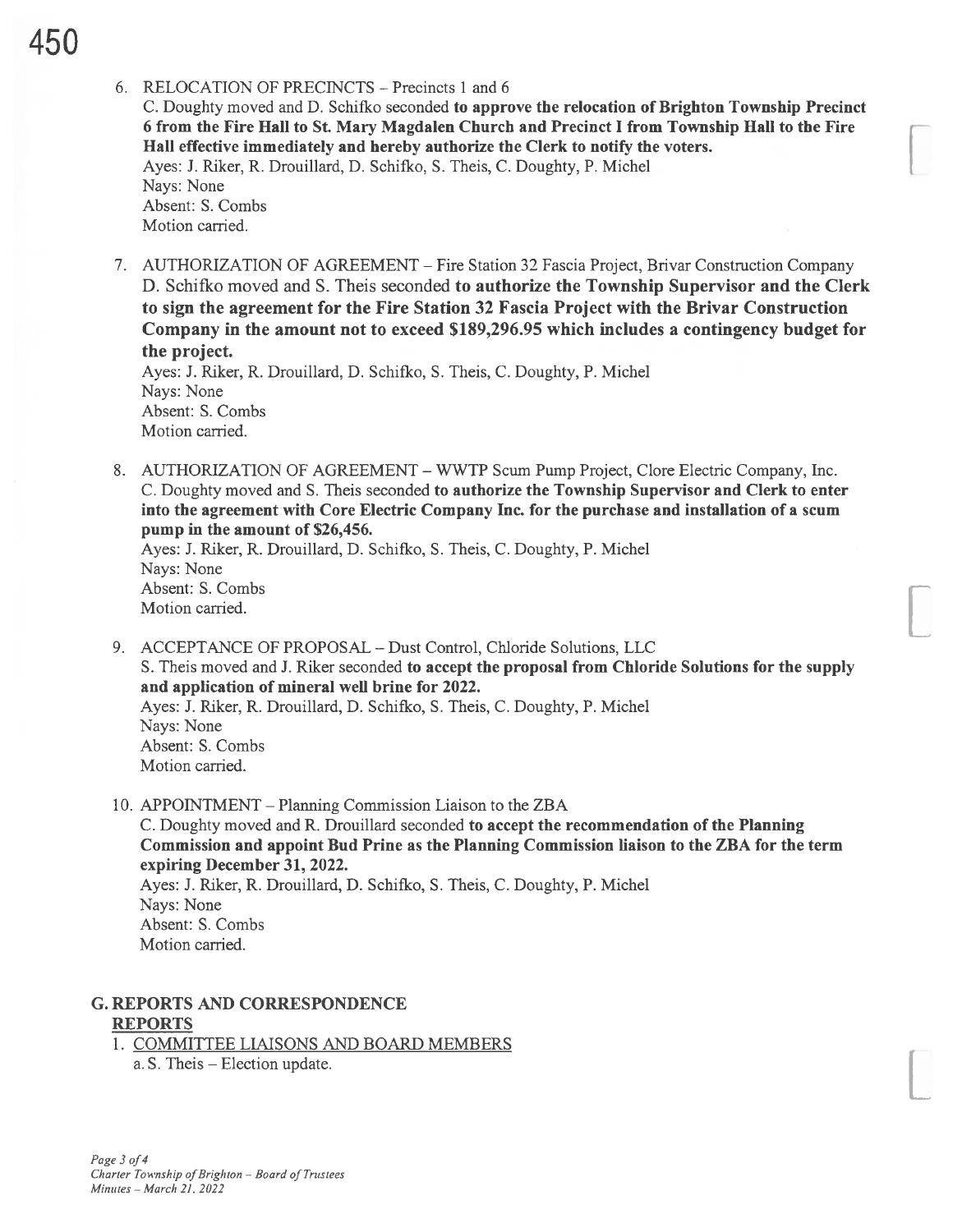6. RELOCATION OF PRECINCTS – Precincts 1 and 6
   C. Doughty moved and D. Schifko seconded **to approve the relocation of Brighton Township Precinct 6 from the Fire Hall to St. Mary Magdalen Church and Precinct I from Township Hall to the Fire Hall effective immediately and hereby authorize the Clerk to notify the voters.**
   Ayes: J. Riker, R. Drouillard, D. Schifko, S. Theis, C. Doughty, P. Michel
   Nays: None
   Absent: S. Combs
   Motion carried.

7. AUTHORIZATION OF AGREEMENT – Fire Station 32 Fascia Project, Brivar Construction Company
   D. Schifko moved and S. Theis seconded **to authorize the Township Supervisor and the Clerk to sign the agreement for the Fire Station 32 Fascia Project with the Brivar Construction Company in the amount not to exceed $189,296.95 which includes a contingency budget for the project.**
   Ayes: J. Riker, R. Drouillard, D. Schifko, S. Theis, C. Doughty, P. Michel
   Nays: None
   Absent: S. Combs
   Motion carried.

8. AUTHORIZATION OF AGREEMENT – WWTP Scum Pump Project, Clore Electric Company, Inc.
   C. Doughty moved and S. Theis seconded **to authorize the Township Supervisor and Clerk to enter into the agreement with Core Electric Company Inc. for the purchase and installation of a scum pump in the amount of $26,456.**
   Ayes: J. Riker, R. Drouillard, D. Schifko, S. Theis, C. Doughty, P. Michel
   Nays: None
   Absent: S. Combs
   Motion carried.

9. ACCEPTANCE OF PROPOSAL – Dust Control, Chloride Solutions, LLC
   S. Theis moved and J. Riker seconded **to accept the proposal from Chloride Solutions for the supply and application of mineral well brine for 2022.**
   Ayes: J. Riker, R. Drouillard, D. Schifko, S. Theis, C. Doughty, P. Michel
   Nays: None
   Absent: S. Combs
   Motion carried.

10. APPOINTMENT – Planning Commission Liaison to the ZBA
    C. Doughty moved and R. Drouillard seconded **to accept the recommendation of the Planning Commission and appoint Bud Prine as the Planning Commission liaison to the ZBA for the term expiring December 31, 2022.**
    Ayes: J. Riker, R. Drouillard, D. Schifko, S. Theis, C. Doughty, P. Michel
    Nays: None
    Absent: S. Combs
    Motion carried.

## G. REPORTS AND CORRESPONDENCE

**REPORTS**

1. COMMITTEE LIAISONS AND BOARD MEMBERS
   a. S. Theis – Election update.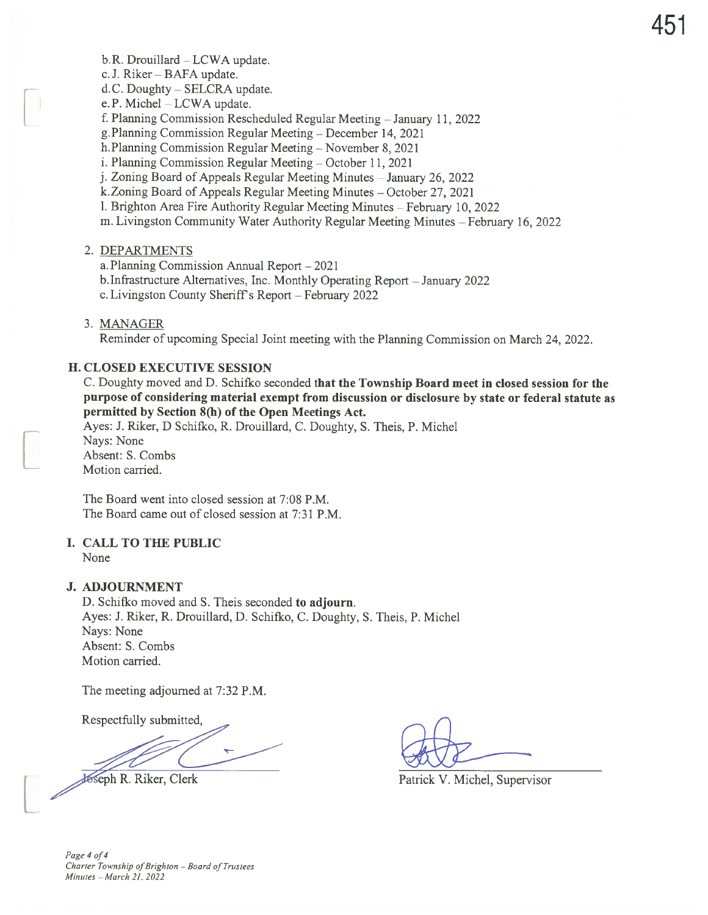b. R. Drouillard – LCWA update.
c. J. Riker – BAFA update.
d. C. Doughty – SELCRA update.
e. P. Michel – LCWA update.
f. Planning Commission Rescheduled Regular Meeting – January 11, 2022
g. Planning Commission Regular Meeting – December 14, 2021
h. Planning Commission Regular Meeting – November 8, 2021
i. Planning Commission Regular Meeting – October 11, 2021
j. Zoning Board of Appeals Regular Meeting Minutes – January 26, 2022
k. Zoning Board of Appeals Regular Meeting Minutes – October 27, 2021
l. Brighton Area Fire Authority Regular Meeting Minutes – February 10, 2022
m. Livingston Community Water Authority Regular Meeting Minutes – February 16, 2022

2. DEPARTMENTS
   a. Planning Commission Annual Report – 2021
   b. Infrastructure Alternatives, Inc. Monthly Operating Report – January 2022
   c. Livingston County Sheriff's Report – February 2022

3. MANAGER
   Reminder of upcoming Special Joint meeting with the Planning Commission on March 24, 2022.

## H. CLOSED EXECUTIVE SESSION

C. Doughty moved and D. Schifko seconded **that the Township Board meet in closed session for the purpose of considering material exempt from discussion or disclosure by state or federal statute as permitted by Section 8(h) of the Open Meetings Act.**
Ayes: J. Riker, D Schifko, R. Drouillard, C. Doughty, S. Theis, P. Michel
Nays: None
Absent: S. Combs
Motion carried.

The Board went into closed session at 7:08 P.M.
The Board came out of closed session at 7:31 P.M.

## I. CALL TO THE PUBLIC

None

## J. ADJOURNMENT

D. Schifko moved and S. Theis seconded **to adjourn**.
Ayes: J. Riker, R. Drouillard, D. Schifko, C. Doughty, S. Theis, P. Michel
Nays: None
Absent: S. Combs
Motion carried.

The meeting adjourned at 7:32 P.M.

Respectfully submitted,

Joseph R. Riker, Clerk

Patrick V. Michel, Supervisor